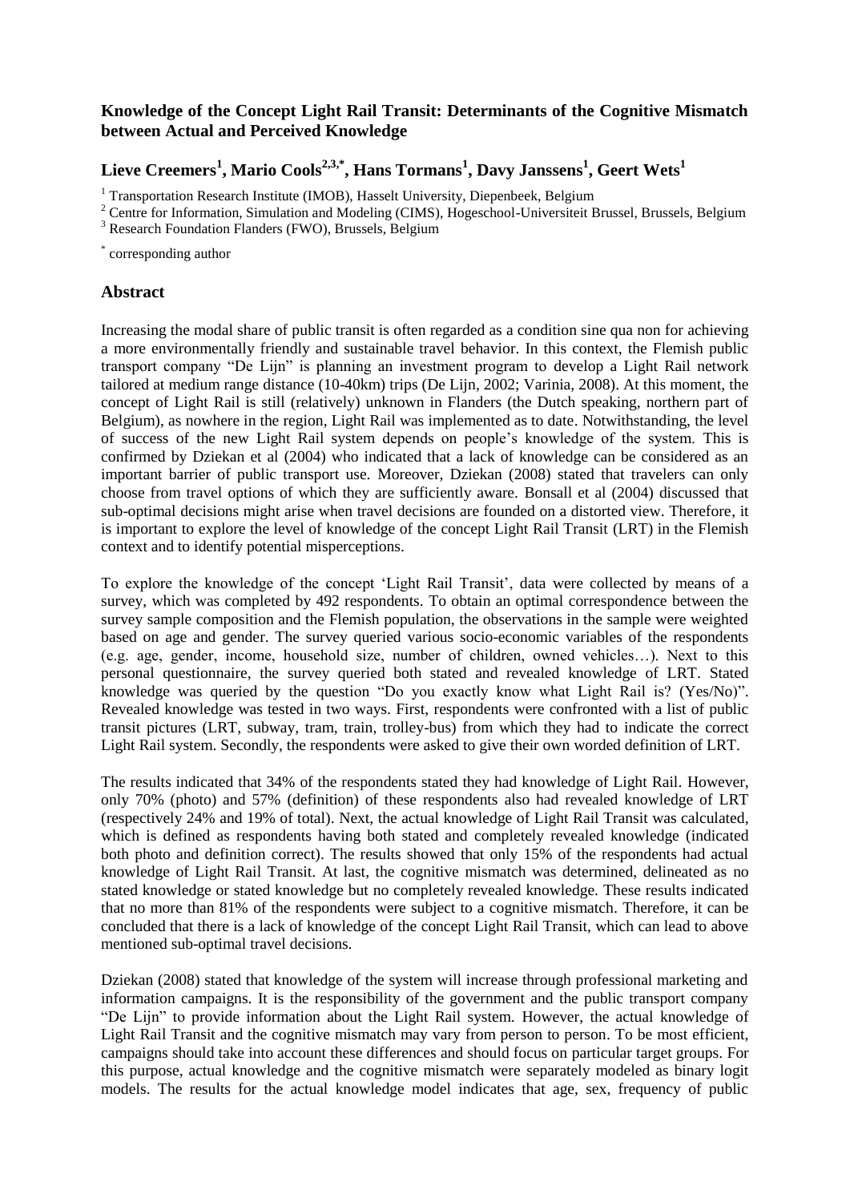# Knowledge of the Concept Light Rail Transit: Determinants of the Cognitive Mismatch between Actual and Perceived Knowledge

**Lieve Creemers[1], Mario Cools[2,3,*], Hans Tormans[1], Davy Janssens[1], Geert Wets[1]**

[1] Transportation Research Institute (IMOB), Hasselt University, Diepenbeek, Belgium

[2] Centre for Information, Simulation and Modeling (CIMS), Hogeschool-Universiteit Brussel, Brussels, Belgium

[3] Research Foundation Flanders (FWO), Brussels, Belgium

[*] corresponding author

## Abstract

Increasing the modal share of public transit is often regarded as a condition sine qua non for achieving a more environmentally friendly and sustainable travel behavior. In this context, the Flemish public transport company "De Lijn" is planning an investment program to develop a Light Rail network tailored at medium range distance (10-40km) trips (De Lijn, 2002; Varinia, 2008). At this moment, the concept of Light Rail is still (relatively) unknown in Flanders (the Dutch speaking, northern part of Belgium), as nowhere in the region, Light Rail was implemented as to date. Notwithstanding, the level of success of the new Light Rail system depends on people's knowledge of the system. This is confirmed by Dziekan et al (2004) who indicated that a lack of knowledge can be considered as an important barrier of public transport use. Moreover, Dziekan (2008) stated that travelers can only choose from travel options of which they are sufficiently aware. Bonsall et al (2004) discussed that sub-optimal decisions might arise when travel decisions are founded on a distorted view. Therefore, it is important to explore the level of knowledge of the concept Light Rail Transit (LRT) in the Flemish context and to identify potential misperceptions.

To explore the knowledge of the concept 'Light Rail Transit', data were collected by means of a survey, which was completed by 492 respondents. To obtain an optimal correspondence between the survey sample composition and the Flemish population, the observations in the sample were weighted based on age and gender. The survey queried various socio-economic variables of the respondents (e.g. age, gender, income, household size, number of children, owned vehicles…). Next to this personal questionnaire, the survey queried both stated and revealed knowledge of LRT. Stated knowledge was queried by the question "Do you exactly know what Light Rail is? (Yes/No)". Revealed knowledge was tested in two ways. First, respondents were confronted with a list of public transit pictures (LRT, subway, tram, train, trolley-bus) from which they had to indicate the correct Light Rail system. Secondly, the respondents were asked to give their own worded definition of LRT.

The results indicated that 34% of the respondents stated they had knowledge of Light Rail. However, only 70% (photo) and 57% (definition) of these respondents also had revealed knowledge of LRT (respectively 24% and 19% of total). Next, the actual knowledge of Light Rail Transit was calculated, which is defined as respondents having both stated and completely revealed knowledge (indicated both photo and definition correct). The results showed that only 15% of the respondents had actual knowledge of Light Rail Transit. At last, the cognitive mismatch was determined, delineated as no stated knowledge or stated knowledge but no completely revealed knowledge. These results indicated that no more than 81% of the respondents were subject to a cognitive mismatch. Therefore, it can be concluded that there is a lack of knowledge of the concept Light Rail Transit, which can lead to above mentioned sub-optimal travel decisions.

Dziekan (2008) stated that knowledge of the system will increase through professional marketing and information campaigns. It is the responsibility of the government and the public transport company "De Lijn" to provide information about the Light Rail system. However, the actual knowledge of Light Rail Transit and the cognitive mismatch may vary from person to person. To be most efficient, campaigns should take into account these differences and should focus on particular target groups. For this purpose, actual knowledge and the cognitive mismatch were separately modeled as binary logit models. The results for the actual knowledge model indicates that age, sex, frequency of public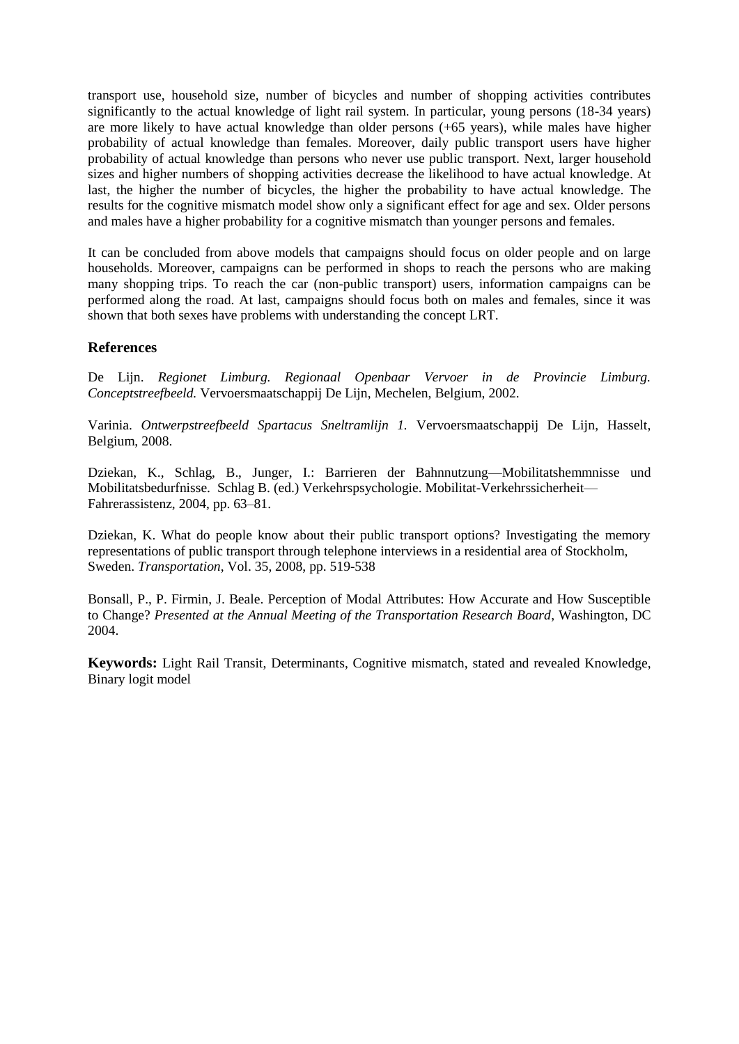transport use, household size, number of bicycles and number of shopping activities contributes significantly to the actual knowledge of light rail system. In particular, young persons (18-34 years) are more likely to have actual knowledge than older persons (+65 years), while males have higher probability of actual knowledge than females. Moreover, daily public transport users have higher probability of actual knowledge than persons who never use public transport. Next, larger household sizes and higher numbers of shopping activities decrease the likelihood to have actual knowledge. At last, the higher the number of bicycles, the higher the probability to have actual knowledge. The results for the cognitive mismatch model show only a significant effect for age and sex. Older persons and males have a higher probability for a cognitive mismatch than younger persons and females.

It can be concluded from above models that campaigns should focus on older people and on large households. Moreover, campaigns can be performed in shops to reach the persons who are making many shopping trips. To reach the car (non-public transport) users, information campaigns can be performed along the road. At last, campaigns should focus both on males and females, since it was shown that both sexes have problems with understanding the concept LRT.

## References

De Lijn. *Regionet Limburg. Regionaal Openbaar Vervoer in de Provincie Limburg. Conceptstreefbeeld.* Vervoersmaatschappij De Lijn, Mechelen, Belgium, 2002.

Varinia. *Ontwerpstreefbeeld Spartacus Sneltramlijn 1.* Vervoersmaatschappij De Lijn, Hasselt, Belgium, 2008.

Dziekan, K., Schlag, B., Junger, I.: Barrieren der Bahnnutzung—Mobilitatshemmnisse und Mobilitatsbedurfnisse. Schlag B. (ed.) Verkehrspsychologie. Mobilitat-Verkehrssicherheit—Fahrerassistenz, 2004, pp. 63–81.

Dziekan, K. What do people know about their public transport options? Investigating the memory representations of public transport through telephone interviews in a residential area of Stockholm, Sweden. *Transportation*, Vol. 35, 2008, pp. 519-538

Bonsall, P., P. Firmin, J. Beale. Perception of Modal Attributes: How Accurate and How Susceptible to Change? *Presented at the Annual Meeting of the Transportation Research Board*, Washington, DC 2004.

**Keywords:** Light Rail Transit, Determinants, Cognitive mismatch, stated and revealed Knowledge, Binary logit model